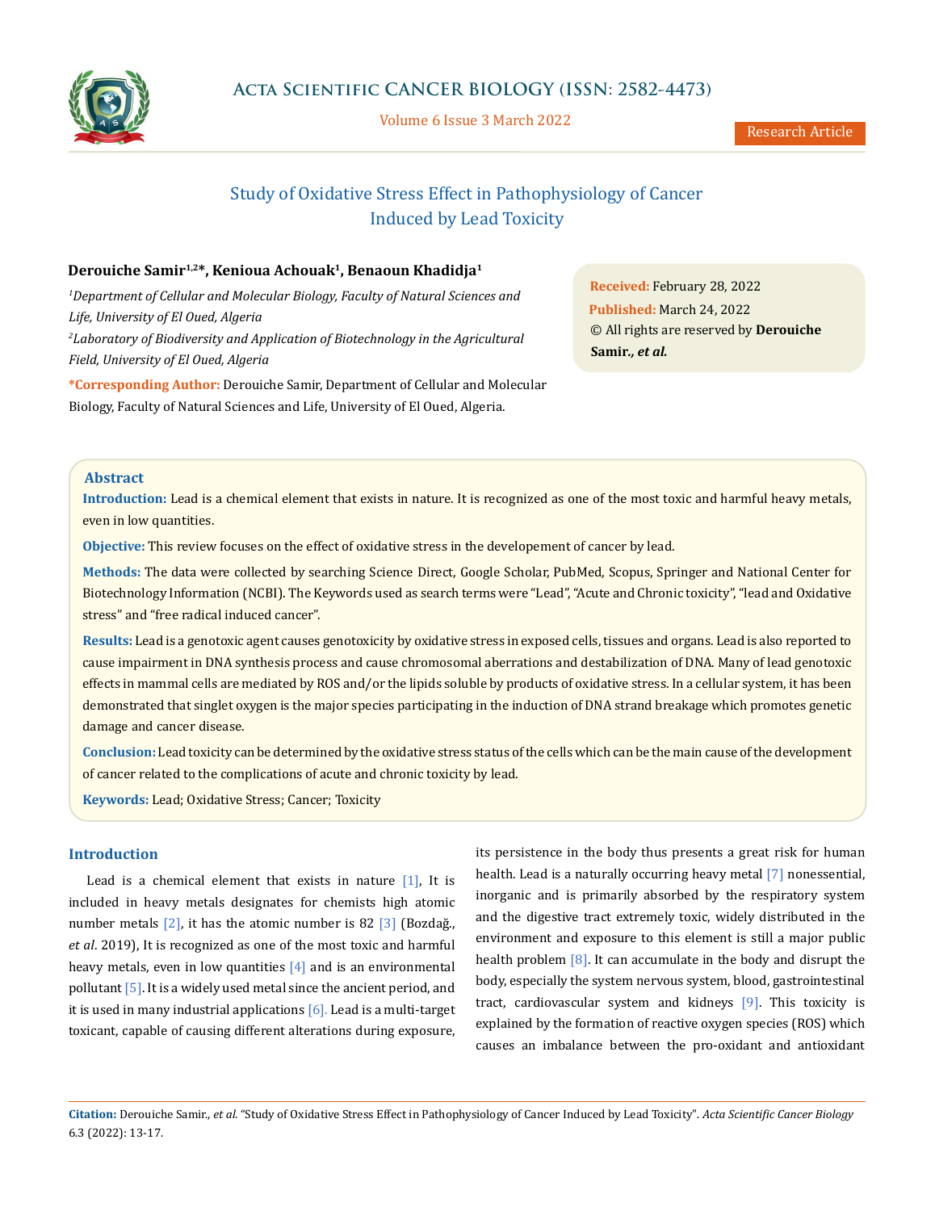# Study of Oxidative Stress Effect in Pathophysiology of Cancer Induced by Lead Toxicity

**Derouiche Samir[1,2]*, Kenioua Achouak[1], Benaoun Khadidja[1]**

[1]*Department of Cellular and Molecular Biology, Faculty of Natural Sciences and Life, University of El Oued, Algeria*

[2]*Laboratory of Biodiversity and Application of Biotechnology in the Agricultural Field, University of El Oued, Algeria*

***Corresponding Author:** Derouiche Samir, Department of Cellular and Molecular Biology, Faculty of Natural Sciences and Life, University of El Oued, Algeria.

**Received:** February 28, 2022
**Published:** March 24, 2022
© All rights are reserved by **Derouiche Samir., *et al.***

## Abstract

**Introduction:** Lead is a chemical element that exists in nature. It is recognized as one of the most toxic and harmful heavy metals, even in low quantities.

**Objective:** This review focuses on the effect of oxidative stress in the developement of cancer by lead.

**Methods:** The data were collected by searching Science Direct, Google Scholar, PubMed, Scopus, Springer and National Center for Biotechnology Information (NCBI). The Keywords used as search terms were "Lead", "Acute and Chronic toxicity", "lead and Oxidative stress" and "free radical induced cancer".

**Results:** Lead is a genotoxic agent causes genotoxicity by oxidative stress in exposed cells, tissues and organs. Lead is also reported to cause impairment in DNA synthesis process and cause chromosomal aberrations and destabilization of DNA. Many of lead genotoxic effects in mammal cells are mediated by ROS and/or the lipids soluble by products of oxidative stress. In a cellular system, it has been demonstrated that singlet oxygen is the major species participating in the induction of DNA strand breakage which promotes genetic damage and cancer disease.

**Conclusion:** Lead toxicity can be determined by the oxidative stress status of the cells which can be the main cause of the development of cancer related to the complications of acute and chronic toxicity by lead.

**Keywords:** Lead; Oxidative Stress; Cancer; Toxicity

## Introduction

Lead is a chemical element that exists in nature [1], It is included in heavy metals designates for chemists high atomic number metals [2], it has the atomic number is 82 [3] (Bozdağ., *et al*. 2019), It is recognized as one of the most toxic and harmful heavy metals, even in low quantities [4] and is an environmental pollutant [5]. It is a widely used metal since the ancient period, and it is used in many industrial applications [6]. Lead is a multi-target toxicant, capable of causing different alterations during exposure, its persistence in the body thus presents a great risk for human health. Lead is a naturally occurring heavy metal [7] nonessential, inorganic and is primarily absorbed by the respiratory system and the digestive tract extremely toxic, widely distributed in the environment and exposure to this element is still a major public health problem [8]. It can accumulate in the body and disrupt the body, especially the system nervous system, blood, gastrointestinal tract, cardiovascular system and kidneys [9]. This toxicity is explained by the formation of reactive oxygen species (ROS) which causes an imbalance between the pro-oxidant and antioxidant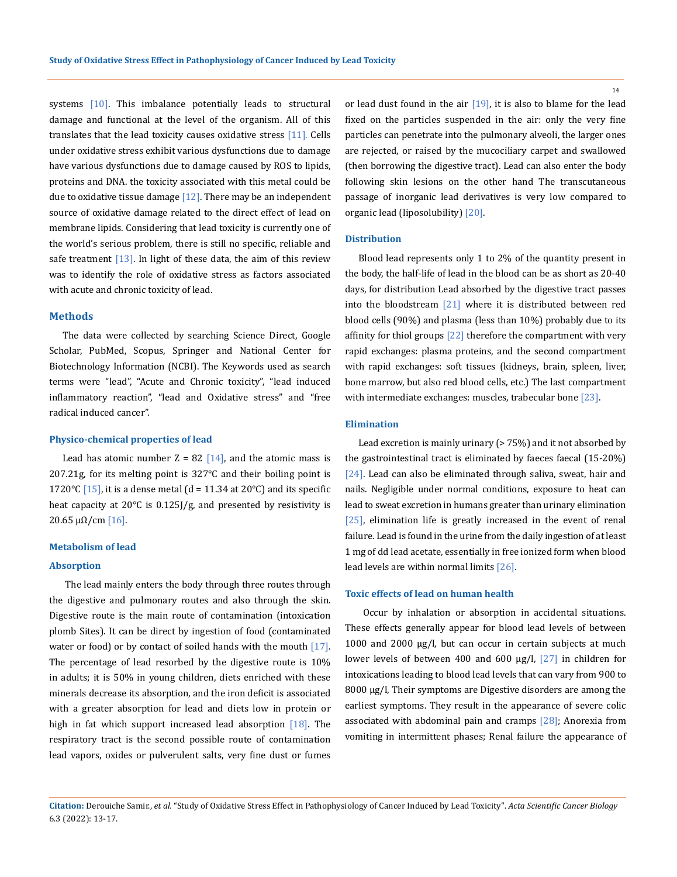systems [10]. This imbalance potentially leads to structural damage and functional at the level of the organism. All of this translates that the lead toxicity causes oxidative stress [11]. Cells under oxidative stress exhibit various dysfunctions due to damage have various dysfunctions due to damage caused by ROS to lipids, proteins and DNA. the toxicity associated with this metal could be due to oxidative tissue damage [12]. There may be an independent source of oxidative damage related to the direct effect of lead on membrane lipids. Considering that lead toxicity is currently one of the world's serious problem, there is still no specific, reliable and safe treatment [13]. In light of these data, the aim of this review was to identify the role of oxidative stress as factors associated with acute and chronic toxicity of lead.

## Methods

The data were collected by searching Science Direct, Google Scholar, PubMed, Scopus, Springer and National Center for Biotechnology Information (NCBI). The Keywords used as search terms were "lead", "Acute and Chronic toxicity", "lead induced inflammatory reaction", "lead and Oxidative stress" and "free radical induced cancer".

### Physico-chemical properties of lead

Lead has atomic number Z = 82 [14], and the atomic mass is 207.21g, for its melting point is 327°C and their boiling point is 1720°C [15], it is a dense metal (d = 11.34 at 20°C) and its specific heat capacity at 20°C is 0.125J/g, and presented by resistivity is 20.65 μΩ/cm [16].

### Metabolism of lead

### Absorption

The lead mainly enters the body through three routes through the digestive and pulmonary routes and also through the skin. Digestive route is the main route of contamination (intoxication plomb Sites). It can be direct by ingestion of food (contaminated water or food) or by contact of soiled hands with the mouth [17]. The percentage of lead resorbed by the digestive route is 10% in adults; it is 50% in young children, diets enriched with these minerals decrease its absorption, and the iron deficit is associated with a greater absorption for lead and diets low in protein or high in fat which support increased lead absorption [18]. The respiratory tract is the second possible route of contamination lead vapors, oxides or pulverulent salts, very fine dust or fumes or lead dust found in the air [19], it is also to blame for the lead fixed on the particles suspended in the air: only the very fine particles can penetrate into the pulmonary alveoli, the larger ones are rejected, or raised by the mucociliary carpet and swallowed (then borrowing the digestive tract). Lead can also enter the body following skin lesions on the other hand The transcutaneous passage of inorganic lead derivatives is very low compared to organic lead (liposolubility) [20].

### Distribution

Blood lead represents only 1 to 2% of the quantity present in the body, the half-life of lead in the blood can be as short as 20-40 days, for distribution Lead absorbed by the digestive tract passes into the bloodstream [21] where it is distributed between red blood cells (90%) and plasma (less than 10%) probably due to its affinity for thiol groups [22] therefore the compartment with very rapid exchanges: plasma proteins, and the second compartment with rapid exchanges: soft tissues (kidneys, brain, spleen, liver, bone marrow, but also red blood cells, etc.) The last compartment with intermediate exchanges: muscles, trabecular bone [23].

### Elimination

Lead excretion is mainly urinary (> 75%) and it not absorbed by the gastrointestinal tract is eliminated by faeces faecal (15-20%) [24]. Lead can also be eliminated through saliva, sweat, hair and nails. Negligible under normal conditions, exposure to heat can lead to sweat excretion in humans greater than urinary elimination [25], elimination life is greatly increased in the event of renal failure. Lead is found in the urine from the daily ingestion of at least 1 mg of dd lead acetate, essentially in free ionized form when blood lead levels are within normal limits [26].

### Toxic effects of lead on human health

Occur by inhalation or absorption in accidental situations. These effects generally appear for blood lead levels of between 1000 and 2000 μg/l, but can occur in certain subjects at much lower levels of between 400 and 600 μg/l, [27] in children for intoxications leading to blood lead levels that can vary from 900 to 8000 μg/l, Their symptoms are Digestive disorders are among the earliest symptoms. They result in the appearance of severe colic associated with abdominal pain and cramps [28]; Anorexia from vomiting in intermittent phases; Renal failure the appearance of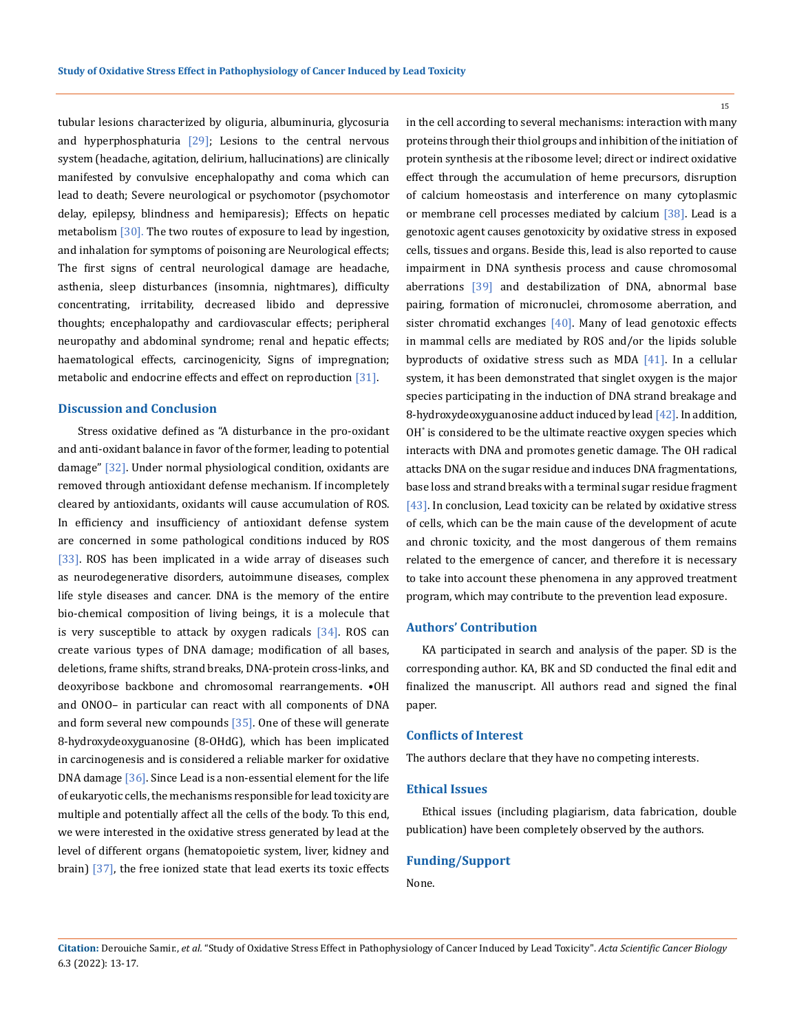tubular lesions characterized by oliguria, albuminuria, glycosuria and hyperphosphaturia [29]; Lesions to the central nervous system (headache, agitation, delirium, hallucinations) are clinically manifested by convulsive encephalopathy and coma which can lead to death; Severe neurological or psychomotor (psychomotor delay, epilepsy, blindness and hemiparesis); Effects on hepatic metabolism [30]. The two routes of exposure to lead by ingestion, and inhalation for symptoms of poisoning are Neurological effects; The first signs of central neurological damage are headache, asthenia, sleep disturbances (insomnia, nightmares), difficulty concentrating, irritability, decreased libido and depressive thoughts; encephalopathy and cardiovascular effects; peripheral neuropathy and abdominal syndrome; renal and hepatic effects; haematological effects, carcinogenicity, Signs of impregnation; metabolic and endocrine effects and effect on reproduction [31].

## Discussion and Conclusion

Stress oxidative defined as "A disturbance in the pro-oxidant and anti-oxidant balance in favor of the former, leading to potential damage" [32]. Under normal physiological condition, oxidants are removed through antioxidant defense mechanism. If incompletely cleared by antioxidants, oxidants will cause accumulation of ROS. In efficiency and insufficiency of antioxidant defense system are concerned in some pathological conditions induced by ROS [33]. ROS has been implicated in a wide array of diseases such as neurodegenerative disorders, autoimmune diseases, complex life style diseases and cancer. DNA is the memory of the entire bio-chemical composition of living beings, it is a molecule that is very susceptible to attack by oxygen radicals [34]. ROS can create various types of DNA damage; modification of all bases, deletions, frame shifts, strand breaks, DNA-protein cross-links, and deoxyribose backbone and chromosomal rearrangements. •OH and ONOO– in particular can react with all components of DNA and form several new compounds [35]. One of these will generate 8-hydroxydeoxyguanosine (8-OHdG), which has been implicated in carcinogenesis and is considered a reliable marker for oxidative DNA damage [36]. Since Lead is a non-essential element for the life of eukaryotic cells, the mechanisms responsible for lead toxicity are multiple and potentially affect all the cells of the body. To this end, we were interested in the oxidative stress generated by lead at the level of different organs (hematopoietic system, liver, kidney and brain) [37], the free ionized state that lead exerts its toxic effects in the cell according to several mechanisms: interaction with many proteins through their thiol groups and inhibition of the initiation of protein synthesis at the ribosome level; direct or indirect oxidative effect through the accumulation of heme precursors, disruption of calcium homeostasis and interference on many cytoplasmic or membrane cell processes mediated by calcium [38]. Lead is a genotoxic agent causes genotoxicity by oxidative stress in exposed cells, tissues and organs. Beside this, lead is also reported to cause impairment in DNA synthesis process and cause chromosomal aberrations [39] and destabilization of DNA, abnormal base pairing, formation of micronuclei, chromosome aberration, and sister chromatid exchanges [40]. Many of lead genotoxic effects in mammal cells are mediated by ROS and/or the lipids soluble byproducts of oxidative stress such as MDA [41]. In a cellular system, it has been demonstrated that singlet oxygen is the major species participating in the induction of DNA strand breakage and 8-hydroxydeoxyguanosine adduct induced by lead [42]. In addition, $OH^*$ is considered to be the ultimate reactive oxygen species which interacts with DNA and promotes genetic damage. The OH radical attacks DNA on the sugar residue and induces DNA fragmentations, base loss and strand breaks with a terminal sugar residue fragment [43]. In conclusion, Lead toxicity can be related by oxidative stress of cells, which can be the main cause of the development of acute and chronic toxicity, and the most dangerous of them remains related to the emergence of cancer, and therefore it is necessary to take into account these phenomena in any approved treatment program, which may contribute to the prevention lead exposure.

## Authors' Contribution

KA participated in search and analysis of the paper. SD is the corresponding author. KA, BK and SD conducted the final edit and finalized the manuscript. All authors read and signed the final paper.

## Conflicts of Interest

The authors declare that they have no competing interests.

## Ethical Issues

Ethical issues (including plagiarism, data fabrication, double publication) have been completely observed by the authors.

## Funding/Support

None.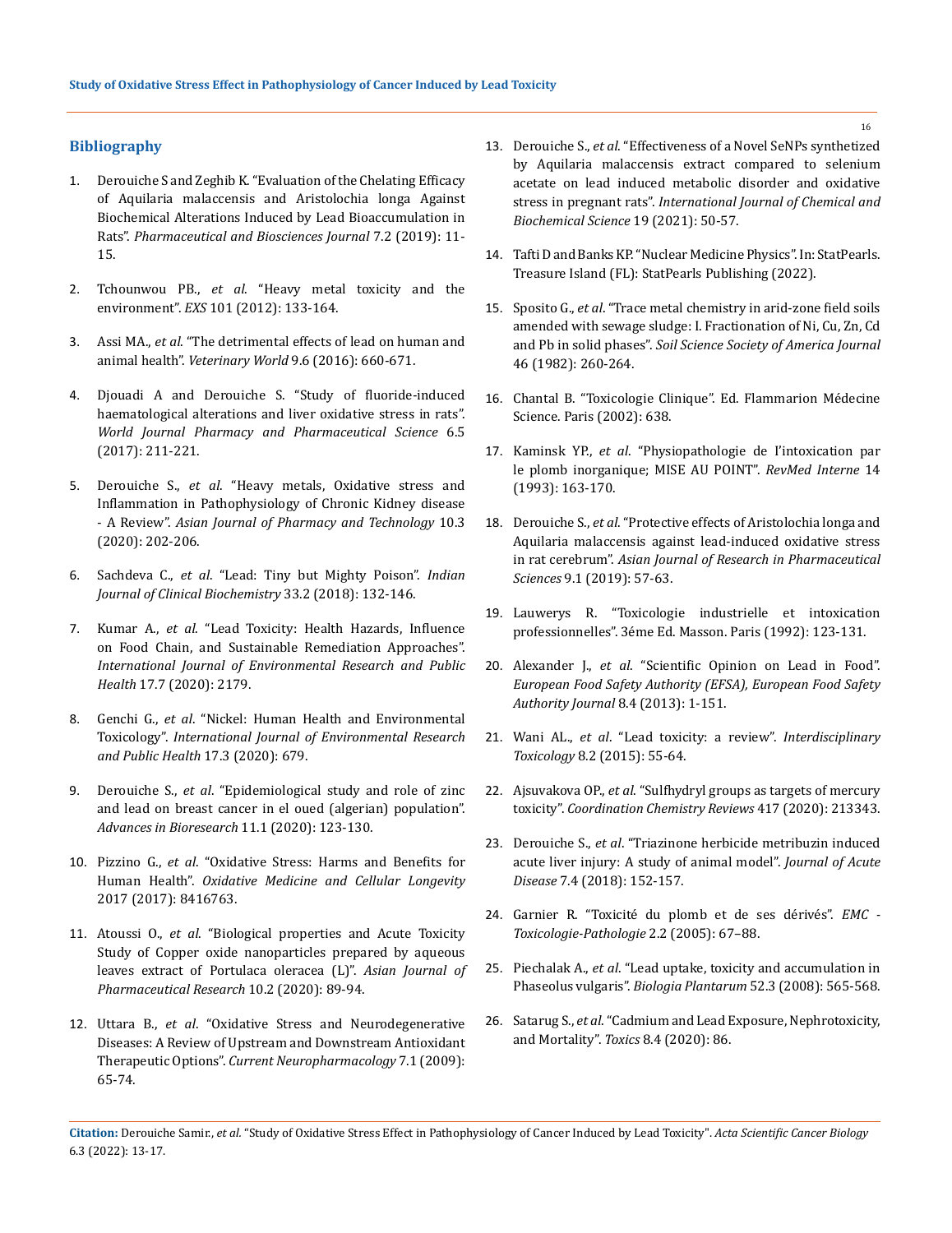## Bibliography

1. Derouiche S and Zeghib K. "Evaluation of the Chelating Efficacy of Aquilaria malaccensis and Aristolochia longa Against Biochemical Alterations Induced by Lead Bioaccumulation in Rats". *Pharmaceutical and Biosciences Journal* 7.2 (2019): 11-15.

2. Tchounwou PB., *et al*. "Heavy metal toxicity and the environment". *EXS* 101 (2012): 133-164.

3. Assi MA., *et al*. "The detrimental effects of lead on human and animal health". *Veterinary World* 9.6 (2016): 660-671.

4. Djouadi A and Derouiche S. "Study of fluoride-induced haematological alterations and liver oxidative stress in rats". *World Journal Pharmacy and Pharmaceutical Science* 6.5 (2017): 211-221.

5. Derouiche S., *et al*. "Heavy metals, Oxidative stress and Inflammation in Pathophysiology of Chronic Kidney disease - A Review". *Asian Journal of Pharmacy and Technology* 10.3 (2020): 202-206.

6. Sachdeva C., *et al*. "Lead: Tiny but Mighty Poison". *Indian Journal of Clinical Biochemistry* 33.2 (2018): 132-146.

7. Kumar A., *et al*. "Lead Toxicity: Health Hazards, Influence on Food Chain, and Sustainable Remediation Approaches". *International Journal of Environmental Research and Public Health* 17.7 (2020): 2179.

8. Genchi G., *et al*. "Nickel: Human Health and Environmental Toxicology". *International Journal of Environmental Research and Public Health* 17.3 (2020): 679.

9. Derouiche S., *et al*. "Epidemiological study and role of zinc and lead on breast cancer in el oued (algerian) population". *Advances in Bioresearch* 11.1 (2020): 123-130.

10. Pizzino G., *et al*. "Oxidative Stress: Harms and Benefits for Human Health". *Oxidative Medicine and Cellular Longevity* 2017 (2017): 8416763.

11. Atoussi O., *et al*. "Biological properties and Acute Toxicity Study of Copper oxide nanoparticles prepared by aqueous leaves extract of Portulaca oleracea (L)". *Asian Journal of Pharmaceutical Research* 10.2 (2020): 89-94.

12. Uttara B., *et al*. "Oxidative Stress and Neurodegenerative Diseases: A Review of Upstream and Downstream Antioxidant Therapeutic Options". *Current Neuropharmacology* 7.1 (2009): 65-74.

13. Derouiche S., *et al*. "Effectiveness of a Novel SeNPs synthetized by Aquilaria malaccensis extract compared to selenium acetate on lead induced metabolic disorder and oxidative stress in pregnant rats". *International Journal of Chemical and Biochemical Science* 19 (2021): 50-57.

14. Tafti D and Banks KP. "Nuclear Medicine Physics". In: StatPearls. Treasure Island (FL): StatPearls Publishing (2022).

15. Sposito G., *et al*. "Trace metal chemistry in arid-zone field soils amended with sewage sludge: I. Fractionation of Ni, Cu, Zn, Cd and Pb in solid phases". *Soil Science Society of America Journal* 46 (1982): 260-264.

16. Chantal B. "Toxicologie Clinique". Ed. Flammarion Médecine Science. Paris (2002): 638.

17. Kaminsk YP., *et al*. "Physiopathologie de l'intoxication par le plomb inorganique; MISE AU POINT". *RevMed Interne* 14 (1993): 163-170.

18. Derouiche S., *et al*. "Protective effects of Aristolochia longa and Aquilaria malaccensis against lead-induced oxidative stress in rat cerebrum". *Asian Journal of Research in Pharmaceutical Sciences* 9.1 (2019): 57-63.

19. Lauwerys R. "Toxicologie industrielle et intoxication professionnelles". 3éme Ed. Masson. Paris (1992): 123-131.

20. Alexander J., *et al*. "Scientific Opinion on Lead in Food". *European Food Safety Authority (EFSA), European Food Safety Authority Journal* 8.4 (2013): 1-151.

21. Wani AL., *et al*. "Lead toxicity: a review". *Interdisciplinary Toxicology* 8.2 (2015): 55-64.

22. Ajsuvakova OP., *et al*. "Sulfhydryl groups as targets of mercury toxicity". *Coordination Chemistry Reviews* 417 (2020): 213343.

23. Derouiche S., *et al*. "Triazinone herbicide metribuzin induced acute liver injury: A study of animal model". *Journal of Acute Disease* 7.4 (2018): 152-157.

24. Garnier R. "Toxicité du plomb et de ses dérivés". *EMC - Toxicologie-Pathologie* 2.2 (2005): 67–88.

25. Piechalak A., *et al*. "Lead uptake, toxicity and accumulation in Phaseolus vulgaris". *Biologia Plantarum* 52.3 (2008): 565-568.

26. Satarug S., *et al*. "Cadmium and Lead Exposure, Nephrotoxicity, and Mortality". *Toxics* 8.4 (2020): 86.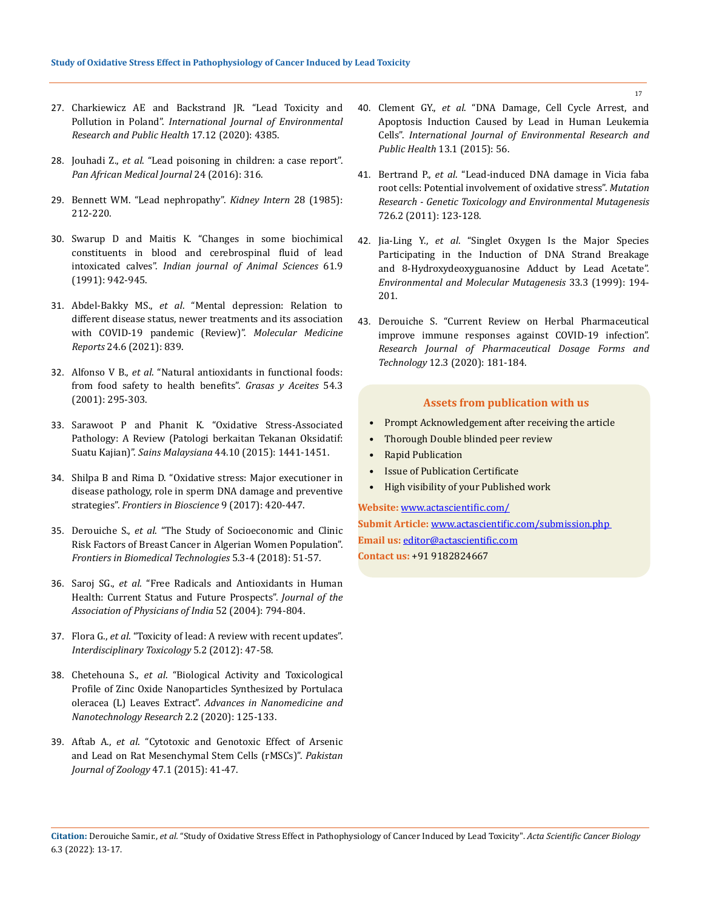27. Charkiewicz AE and Backstrand JR. "Lead Toxicity and Pollution in Poland". *International Journal of Environmental Research and Public Health* 17.12 (2020): 4385.

28. Jouhadi Z., *et al*. "Lead poisoning in children: a case report". *Pan African Medical Journal* 24 (2016): 316.

29. Bennett WM. "Lead nephropathy". *Kidney Intern* 28 (1985): 212-220.

30. Swarup D and Maitis K. "Changes in some biochimical constituents in blood and cerebrospinal fluid of lead intoxicated calves". *Indian journal of Animal Sciences* 61.9 (1991): 942-945.

31. Abdel-Bakky MS., *et al*. "Mental depression: Relation to different disease status, newer treatments and its association with COVID-19 pandemic (Review)". *Molecular Medicine Reports* 24.6 (2021): 839.

32. Alfonso V B., *et al*. "Natural antioxidants in functional foods: from food safety to health benefits". *Grasas y Aceites* 54.3 (2001): 295-303.

33. Sarawoot P and Phanit K. "Oxidative Stress-Associated Pathology: A Review (Patologi berkaitan Tekanan Oksidatif: Suatu Kajian)". *Sains Malaysiana* 44.10 (2015): 1441-1451.

34. Shilpa B and Rima D. "Oxidative stress: Major executioner in disease pathology, role in sperm DNA damage and preventive strategies". *Frontiers in Bioscience* 9 (2017): 420-447.

35. Derouiche S., *et al*. "The Study of Socioeconomic and Clinic Risk Factors of Breast Cancer in Algerian Women Population". *Frontiers in Biomedical Technologies* 5.3-4 (2018): 51-57.

36. Saroj SG., *et al*. "Free Radicals and Antioxidants in Human Health: Current Status and Future Prospects". *Journal of the Association of Physicians of India* 52 (2004): 794-804.

37. Flora G., *et al*. "Toxicity of lead: A review with recent updates". *Interdisciplinary Toxicology* 5.2 (2012): 47-58.

38. Chetehouna S., *et al*. "Biological Activity and Toxicological Profile of Zinc Oxide Nanoparticles Synthesized by Portulaca oleracea (L) Leaves Extract". *Advances in Nanomedicine and Nanotechnology Research* 2.2 (2020): 125-133.

39. Aftab A., *et al*. "Cytotoxic and Genotoxic Effect of Arsenic and Lead on Rat Mesenchymal Stem Cells (rMSCs)". *Pakistan Journal of Zoology* 47.1 (2015): 41-47.

40. Clement GY., *et al*. "DNA Damage, Cell Cycle Arrest, and Apoptosis Induction Caused by Lead in Human Leukemia Cells". *International Journal of Environmental Research and Public Health* 13.1 (2015): 56.

41. Bertrand P., *et al*. "Lead-induced DNA damage in Vicia faba root cells: Potential involvement of oxidative stress". *Mutation Research - Genetic Toxicology and Environmental Mutagenesis* 726.2 (2011): 123-128.

42. Jia-Ling Y., *et al*. "Singlet Oxygen Is the Major Species Participating in the Induction of DNA Strand Breakage and 8-Hydroxydeoxyguanosine Adduct by Lead Acetate". *Environmental and Molecular Mutagenesis* 33.3 (1999): 194-201.

43. Derouiche S. "Current Review on Herbal Pharmaceutical improve immune responses against COVID-19 infection". *Research Journal of Pharmaceutical Dosage Forms and Technology* 12.3 (2020): 181-184.

**Assets from publication with us**

- Prompt Acknowledgement after receiving the article
- Thorough Double blinded peer review
- Rapid Publication
- Issue of Publication Certificate
- High visibility of your Published work

**Website:** www.actascientific.com/

**Submit Article:** www.actascientific.com/submission.php

**Email us:** editor@actascientific.com

**Contact us:** +91 9182824667